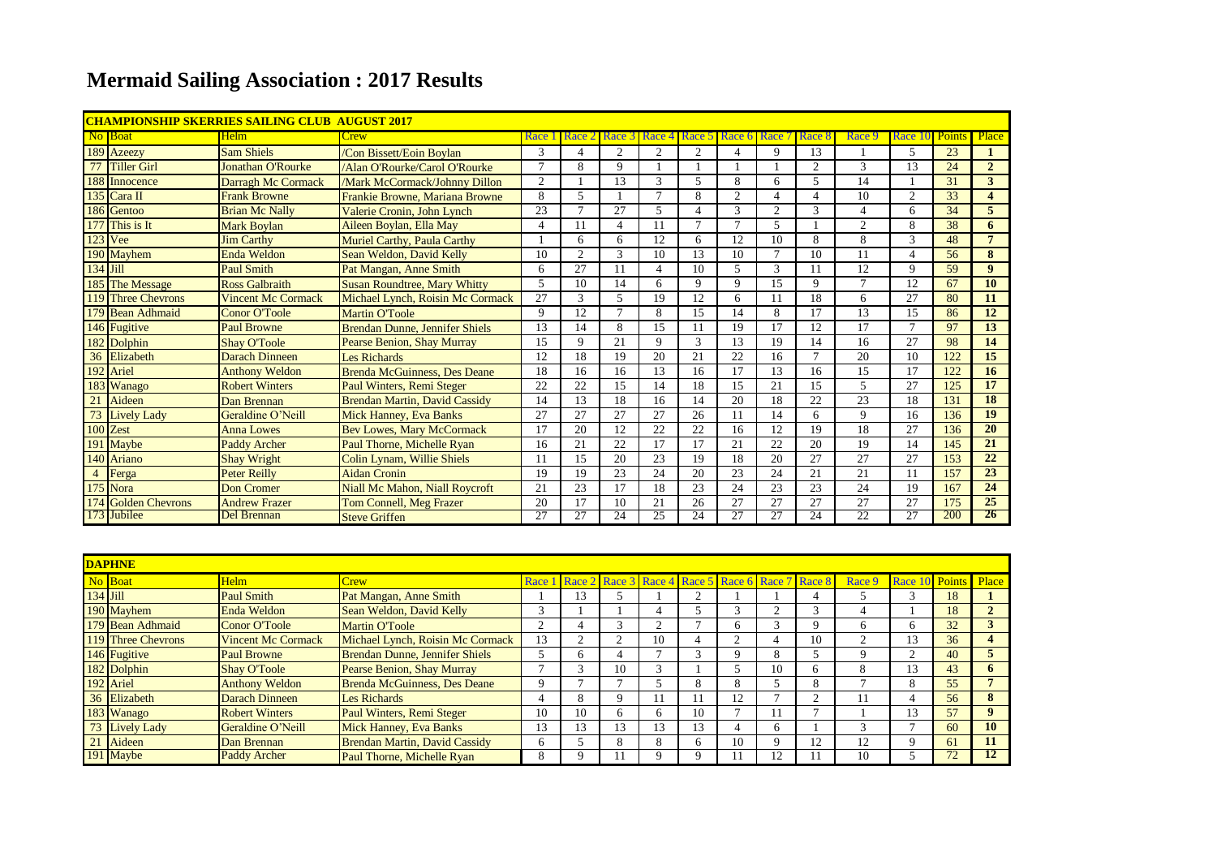# Mermaid Sailing Association : 2017 Results

| CHAMPIONSHIP SKERRIES SAILING CLUB AUGUST 2017 | | | | | | | | | | | | | | | | |
|---|---|---|---|---|---|---|---|---|---|---|---|---|---|---|---|---|
| No | Boat | Helm | Crew | Race 1 | Race 2 | Race 3 | Race 4 | Race 5 | Race 6 | Race 7 | Race 8 | Race 9 | Race 10 | Points | Place |
| 189 | Azeezy | Sam Shiels | /Con Bissett/Eoin Boylan | 3 | 4 | 2 | 2 | 2 | 4 | 9 | 13 | 1 | 5 | 23 | 1 |
| 77 | Tiller Girl | Jonathan O'Rourke | /Alan O'Rourke/Carol O'Rourke | 7 | 8 | 9 | 1 | 1 | 1 | 1 | 2 | 3 | 13 | 24 | 2 |
| 188 | Innocence | Darragh Mc Cormack | /Mark McCormack/Johnny Dillon | 2 | 1 | 13 | 3 | 5 | 8 | 6 | 5 | 14 | 1 | 31 | 3 |
| 135 | Cara II | Frank Browne | Frankie Browne, Mariana Browne | 8 | 5 | 1 | 7 | 8 | 2 | 4 | 4 | 10 | 2 | 33 | 4 |
| 186 | Gentoo | Brian Mc Nally | Valerie Cronin, John Lynch | 23 | 7 | 27 | 5 | 4 | 3 | 2 | 3 | 4 | 6 | 34 | 5 |
| 177 | This is It | Mark Boylan | Aileen Boylan, Ella May | 4 | 11 | 4 | 11 | 7 | 7 | 5 | 1 | 2 | 8 | 38 | 6 |
| 123 | Vee | Jim Carthy | Muriel Carthy, Paula Carthy | 1 | 6 | 6 | 12 | 6 | 12 | 10 | 8 | 8 | 3 | 48 | 7 |
| 190 | Mayhem | Enda Weldon | Sean Weldon, David Kelly | 10 | 2 | 3 | 10 | 13 | 10 | 7 | 10 | 11 | 4 | 56 | 8 |
| 134 | Jill | Paul Smith | Pat Mangan, Anne Smith | 6 | 27 | 11 | 4 | 10 | 5 | 3 | 11 | 12 | 9 | 59 | 9 |
| 185 | The Message | Ross Galbraith | Susan Roundtree, Mary Whitty | 5 | 10 | 14 | 6 | 9 | 9 | 15 | 9 | 7 | 12 | 67 | 10 |
| 119 | Three Chevrons | Vincent Mc Cormack | Michael Lynch, Roisin Mc Cormack | 27 | 3 | 5 | 19 | 12 | 6 | 11 | 18 | 6 | 27 | 80 | 11 |
| 179 | Bean Adhmaid | Conor O'Toole | Martin O'Toole | 9 | 12 | 7 | 8 | 15 | 14 | 8 | 17 | 13 | 15 | 86 | 12 |
| 146 | Fugitive | Paul Browne | Brendan Dunne, Jennifer Shiels | 13 | 14 | 8 | 15 | 11 | 19 | 17 | 12 | 17 | 7 | 97 | 13 |
| 182 | Dolphin | Shay O'Toole | Pearse Benion, Shay Murray | 15 | 9 | 21 | 9 | 3 | 13 | 19 | 14 | 16 | 27 | 98 | 14 |
| 36 | Elizabeth | Darach Dinneen | Les Richards | 12 | 18 | 19 | 20 | 21 | 22 | 16 | 7 | 20 | 10 | 122 | 15 |
| 192 | Ariel | Anthony Weldon | Brenda McGuinness, Des Deane | 18 | 16 | 16 | 13 | 16 | 17 | 13 | 16 | 15 | 17 | 122 | 16 |
| 183 | Wanago | Robert Winters | Paul Winters, Remi Steger | 22 | 22 | 15 | 14 | 18 | 15 | 21 | 15 | 5 | 27 | 125 | 17 |
| 21 | Aideen | Dan Brennan | Brendan Martin, David Cassidy | 14 | 13 | 18 | 16 | 14 | 20 | 18 | 22 | 23 | 18 | 131 | 18 |
| 73 | Lively Lady | Geraldine O'Neill | Mick Hanney, Eva Banks | 27 | 27 | 27 | 27 | 26 | 11 | 14 | 6 | 9 | 16 | 136 | 19 |
| 100 | Zest | Anna Lowes | Bev Lowes, Mary McCormack | 17 | 20 | 12 | 22 | 22 | 16 | 12 | 19 | 18 | 27 | 136 | 20 |
| 191 | Maybe | Paddy Archer | Paul Thorne, Michelle Ryan | 16 | 21 | 22 | 17 | 17 | 21 | 22 | 20 | 19 | 14 | 145 | 21 |
| 140 | Ariano | Shay Wright | Colin Lynam, Willie Shiels | 11 | 15 | 20 | 23 | 19 | 18 | 20 | 27 | 27 | 27 | 153 | 22 |
| 4 | Ferga | Peter Reilly | Aidan Cronin | 19 | 19 | 23 | 24 | 20 | 23 | 24 | 21 | 21 | 11 | 157 | 23 |
| 175 | Nora | Don Cromer | Niall Mc Mahon, Niall Roycroft | 21 | 23 | 17 | 18 | 23 | 24 | 23 | 23 | 24 | 19 | 167 | 24 |
| 174 | Golden Chevrons | Andrew Frazer | Tom Connell, Meg Frazer | 20 | 17 | 10 | 21 | 26 | 27 | 27 | 27 | 27 | 27 | 175 | 25 |
| 173 | Jubilee | Del Brennan | Steve Griffen | 27 | 27 | 24 | 25 | 24 | 27 | 27 | 24 | 22 | 27 | 200 | 26 |

| DAPHNE | | | | | | | | | | | | | | | |
|---|---|---|---|---|---|---|---|---|---|---|---|---|---|---|---|
| No | Boat | Helm | Crew | Race 1 | Race 2 | Race 3 | Race 4 | Race 5 | Race 6 | Race 7 | Race 8 | Race 9 | Race 10 | Points | Place |
| 134 | Jill | Paul Smith | Pat Mangan, Anne Smith | 1 | 13 | 5 | 1 | 2 | 1 | 1 | 4 | 5 | 3 | 18 | 1 |
| 190 | Mayhem | Enda Weldon | Sean Weldon, David Kelly | 3 | 1 | 1 | 4 | 5 | 3 | 2 | 3 | 4 | 1 | 18 | 2 |
| 179 | Bean Adhmaid | Conor O'Toole | Martin O'Toole | 2 | 4 | 3 | 2 | 7 | 6 | 3 | 9 | 6 | 6 | 32 | 3 |
| 119 | Three Chevrons | Vincent Mc Cormack | Michael Lynch, Roisin Mc Cormack | 13 | 2 | 2 | 10 | 4 | 2 | 4 | 10 | 2 | 13 | 36 | 4 |
| 146 | Fugitive | Paul Browne | Brendan Dunne, Jennifer Shiels | 5 | 6 | 4 | 7 | 3 | 9 | 8 | 5 | 9 | 2 | 40 | 5 |
| 182 | Dolphin | Shay O'Toole | Pearse Benion, Shay Murray | 7 | 3 | 10 | 3 | 1 | 5 | 10 | 6 | 8 | 13 | 43 | 6 |
| 192 | Ariel | Anthony Weldon | Brenda McGuinness, Des Deane | 9 | 7 | 7 | 5 | 8 | 8 | 5 | 8 | 7 | 8 | 55 | 7 |
| 36 | Elizabeth | Darach Dinneen | Les Richards | 4 | 8 | 9 | 11 | 11 | 12 | 7 | 2 | 11 | 4 | 56 | 8 |
| 183 | Wanago | Robert Winters | Paul Winters, Remi Steger | 10 | 10 | 6 | 6 | 10 | 7 | 11 | 7 | 1 | 13 | 57 | 9 |
| 73 | Lively Lady | Geraldine O'Neill | Mick Hanney, Eva Banks | 13 | 13 | 13 | 13 | 13 | 4 | 6 | 1 | 3 | 7 | 60 | 10 |
| 21 | Aideen | Dan Brennan | Brendan Martin, David Cassidy | 6 | 5 | 8 | 8 | 6 | 10 | 9 | 12 | 12 | 9 | 61 | 11 |
| 191 | Maybe | Paddy Archer | Paul Thorne, Michelle Ryan | 8 | 9 | 11 | 9 | 9 | 11 | 12 | 11 | 10 | 5 | 72 | 12 |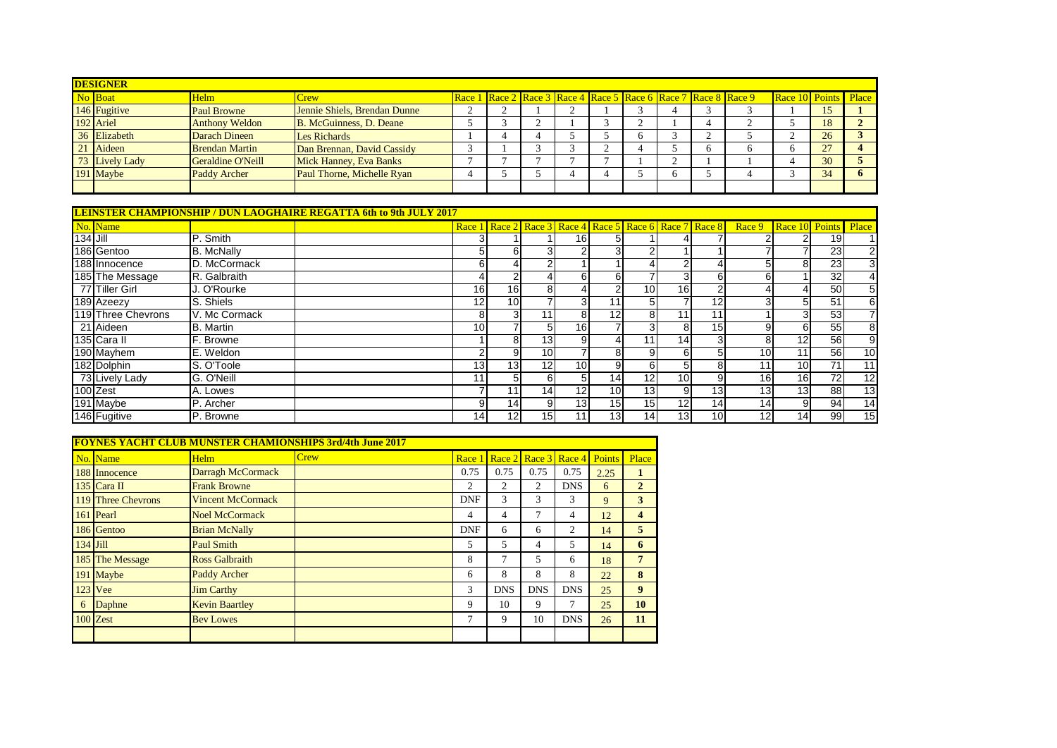## DESIGNER

| No | Boat | Helm | Crew | Race 1 | Race 2 | Race 3 | Race 4 | Race 5 | Race 6 | Race 7 | Race 8 | Race 9 | Race 10 | Points | Place |
|---|---|---|---|---|---|---|---|---|---|---|---|---|---|---|---|
| 146 | Fugitive | Paul Browne | Jennie Shiels, Brendan Dunne | 2 | 2 | 1 | 2 | 1 | 3 | 4 | 3 | 3 | 1 | 15 | 1 |
| 192 | Ariel | Anthony Weldon | B. McGuinness, D. Deane | 5 | 3 | 2 | 1 | 3 | 2 | 1 | 4 | 2 | 5 | 18 | 2 |
| 36 | Elizabeth | Darach Dineen | Les Richards | 1 | 4 | 4 | 5 | 5 | 6 | 3 | 2 | 5 | 2 | 26 | 3 |
| 21 | Aideen | Brendan Martin | Dan Brennan, David Cassidy | 3 | 1 | 3 | 3 | 2 | 4 | 5 | 6 | 6 | 6 | 27 | 4 |
| 73 | Lively Lady | Geraldine O'Neill | Mick Hanney, Eva Banks | 7 | 7 | 7 | 7 | 7 | 1 | 2 | 1 | 1 | 4 | 30 | 5 |
| 191 | Maybe | Paddy Archer | Paul Thorne, Michelle Ryan | 4 | 5 | 5 | 4 | 4 | 5 | 6 | 5 | 4 | 3 | 34 | 6 |

## LEINSTER CHAMPIONSHIP / DUN LAOGHAIRE REGATTA 6th to 9th JULY 2017

| No. | Name | | | Race 1 | Race 2 | Race 3 | Race 4 | Race 5 | Race 6 | Race 7 | Race 8 | Race 9 | Race 10 | Points | Place |
|---|---|---|---|---|---|---|---|---|---|---|---|---|---|---|---|
| 134 | Jill | P. Smith | | 3 | 1 | 1 | 16 | 5 | 1 | 4 | 7 | 2 | 2 | 19 | 1 |
| 186 | Gentoo | B. McNally | | 5 | 6 | 3 | 2 | 3 | 2 | 1 | 1 | 7 | 7 | 23 | 2 |
| 188 | Innocence | D. McCormack | | 6 | 4 | 2 | 1 | 1 | 4 | 2 | 4 | 5 | 8 | 23 | 3 |
| 185 | The Message | R. Galbraith | | 4 | 2 | 4 | 6 | 6 | 7 | 3 | 6 | 6 | 1 | 32 | 4 |
| 77 | Tiller Girl | J. O'Rourke | | 16 | 16 | 8 | 4 | 2 | 10 | 16 | 2 | 4 | 4 | 50 | 5 |
| 189 | Azeezy | S. Shiels | | 12 | 10 | 7 | 3 | 11 | 5 | 7 | 12 | 3 | 5 | 51 | 6 |
| 119 | Three Chevrons | V. Mc Cormack | | 8 | 3 | 11 | 8 | 12 | 8 | 11 | 11 | 1 | 3 | 53 | 7 |
| 21 | Aideen | B. Martin | | 10 | 7 | 5 | 16 | 7 | 3 | 8 | 15 | 9 | 6 | 55 | 8 |
| 135 | Cara II | F. Browne | | 1 | 8 | 13 | 9 | 4 | 11 | 14 | 3 | 8 | 12 | 56 | 9 |
| 190 | Mayhem | E. Weldon | | 2 | 9 | 10 | 7 | 8 | 9 | 6 | 5 | 10 | 11 | 56 | 10 |
| 182 | Dolphin | S. O'Toole | | 13 | 13 | 12 | 10 | 9 | 6 | 5 | 8 | 11 | 10 | 71 | 11 |
| 73 | Lively Lady | G. O'Neill | | 11 | 5 | 6 | 5 | 14 | 12 | 10 | 9 | 16 | 16 | 72 | 12 |
| 100 | Zest | A. Lowes | | 7 | 11 | 14 | 12 | 10 | 13 | 9 | 13 | 13 | 13 | 88 | 13 |
| 191 | Maybe | P. Archer | | 9 | 14 | 9 | 13 | 15 | 15 | 12 | 14 | 14 | 9 | 94 | 14 |
| 146 | Fugitive | P. Browne | | 14 | 12 | 15 | 11 | 13 | 14 | 13 | 10 | 12 | 14 | 99 | 15 |

## FOYNES YACHT CLUB MUNSTER CHAMIONSHIPS 3rd/4th June 2017

| No. | Name | Helm | Crew | Race 1 | Race 2 | Race 3 | Race 4 | Points | Place |
|---|---|---|---|---|---|---|---|---|---|
| 188 | Innocence | Darragh McCormack | | 0.75 | 0.75 | 0.75 | 0.75 | 2.25 | 1 |
| 135 | Cara II | Frank Browne | | 2 | 2 | 2 | DNS | 6 | 2 |
| 119 | Three Chevrons | Vincent McCormack | | DNF | 3 | 3 | 3 | 9 | 3 |
| 161 | Pearl | Noel McCormack | | 4 | 4 | 7 | 4 | 12 | 4 |
| 186 | Gentoo | Brian McNally | | DNF | 6 | 6 | 2 | 14 | 5 |
| 134 | Jill | Paul Smith | | 5 | 5 | 4 | 5 | 14 | 6 |
| 185 | The Message | Ross Galbraith | | 8 | 7 | 5 | 6 | 18 | 7 |
| 191 | Maybe | Paddy Archer | | 6 | 8 | 8 | 8 | 22 | 8 |
| 123 | Vee | Jim Carthy | | 3 | DNS | DNS | DNS | 25 | 9 |
| 6 | Daphne | Kevin Baartley | | 9 | 10 | 9 | 7 | 25 | 10 |
| 100 | Zest | Bev Lowes | | 7 | 9 | 10 | DNS | 26 | 11 |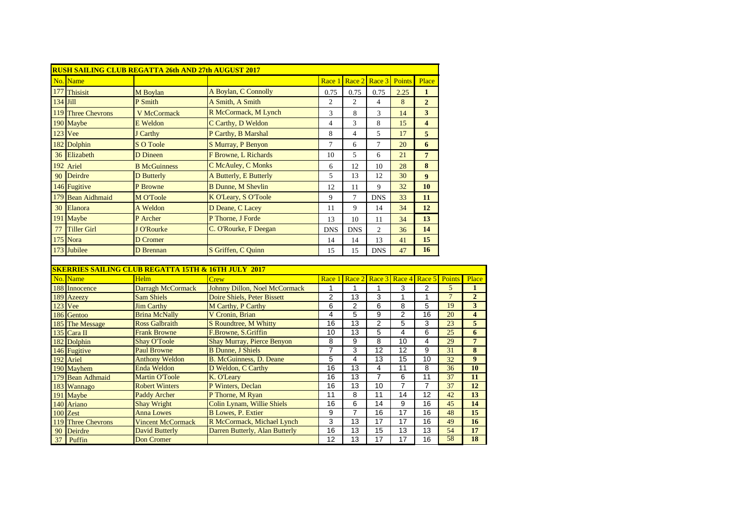## RUSH SAILING CLUB REGATTA 26th AND 27th AUGUST 2017

| No. | Name | | | Race 1 | Race 2 | Race 3 | Points | Place |
|---|---|---|---|---|---|---|---|---|
| 177 | Thisisit | M Boylan | A Boylan, C Connolly | 0.75 | 0.75 | 0.75 | 2.25 | **1** |
| 134 | Jill | P Smith | A Smith, A Smith | 2 | 2 | 4 | 8 | **2** |
| 119 | Three Chevrons | V McCormack | R McCormack, M Lynch | 3 | 8 | 3 | 14 | **3** |
| 190 | Maybe | E Weldon | C Carthy, D Weldon | 4 | 3 | 8 | 15 | **4** |
| 123 | Vee | J Carthy | P Carthy, B Marshal | 8 | 4 | 5 | 17 | **5** |
| 182 | Dolphin | S O Toole | S Murray, P Benyon | 7 | 6 | 7 | 20 | **6** |
| 36 | Elizabeth | D Dineen | F Browne, L Richards | 10 | 5 | 6 | 21 | **7** |
| 192 | Ariel | B McGuinness | C McAuley, C Monks | 6 | 12 | 10 | 28 | **8** |
| 90 | Deirdre | D Butterly | A Butterly, E Butterly | 5 | 13 | 12 | 30 | **9** |
| 146 | Fugitive | P Browne | B Dunne, M Shevlin | 12 | 11 | 9 | 32 | **10** |
| 179 | Bean Aidhmaid | M O'Toole | K O'Leary, S O'Toole | 9 | 7 | DNS | 33 | **11** |
| 30 | Elanora | A Weldon | D Deane, C Lacey | 11 | 9 | 14 | 34 | **12** |
| 191 | Maybe | P Archer | P Thorne, J Forde | 13 | 10 | 11 | 34 | **13** |
| 77 | Tiller Girl | J O'Rourke | C. O'Rourke, F Deegan | DNS | DNS | 2 | 36 | **14** |
| 175 | Nora | D Cromer | | 14 | 14 | 13 | 41 | **15** |
| 173 | Jubilee | D Brennan | S Griffen, C Quinn | 15 | 15 | DNS | 47 | **16** |

## SKERRIES SAILING CLUB REGATTA 15TH & 16TH JULY 2017

| No. | Name | Helm | Crew | Race 1 | Race 2 | Race 3 | Race 4 | Race 5 | Points | Place |
|---|---|---|---|---|---|---|---|---|---|---|
| 188 | Innocence | Darragh McCormack | Johnny Dillon, Noel McCormack | 1 | 1 | 1 | 3 | 2 | 5 | **1** |
| 189 | Azeezy | Sam Shiels | Doire Shiels, Peter Bissett | 2 | 13 | 3 | 1 | 1 | 7 | **2** |
| 123 | Vee | Jim Carthy | M Carthy, P Carthy | 6 | 2 | 6 | 8 | 5 | 19 | **3** |
| 186 | Gentoo | Brina McNally | V Cronin, Brian | 4 | 5 | 9 | 2 | 16 | 20 | **4** |
| 185 | The Message | Ross Galbraith | S Roundtree, M Whitty | 16 | 13 | 2 | 5 | 3 | 23 | **5** |
| 135 | Cara II | Frank Browne | F.Browne, S.Griffin | 10 | 13 | 5 | 4 | 6 | 25 | **6** |
| 182 | Dolphin | Shay O'Toole | Shay Murray, Pierce Benyon | 8 | 9 | 8 | 10 | 4 | 29 | **7** |
| 146 | Fugitive | Paul Browne | B Dunne, J Shiels | 7 | 3 | 12 | 12 | 9 | 31 | **8** |
| 192 | Ariel | Anthony Weldon | B. McGuinness, D. Deane | 5 | 4 | 13 | 15 | 10 | 32 | **9** |
| 190 | Mayhem | Enda Weldon | D Weldon, C Carthy | 16 | 13 | 4 | 11 | 8 | 36 | **10** |
| 179 | Bean Adhmaid | Martin O'Toole | K. O'Leary | 16 | 13 | 7 | 6 | 11 | 37 | **11** |
| 183 | Wannago | Robert Winters | P Winters, Declan | 16 | 13 | 10 | 7 | 7 | 37 | **12** |
| 191 | Maybe | Paddy Archer | P Thorne, M Ryan | 11 | 8 | 11 | 14 | 12 | 42 | **13** |
| 140 | Ariano | Shay Wright | Colin Lynam, Willie Shiels | 16 | 6 | 14 | 9 | 16 | 45 | **14** |
| 100 | Zest | Anna Lowes | B Lowes, P. Extier | 9 | 7 | 16 | 17 | 16 | 48 | **15** |
| 119 | Three Chevrons | Vincent McCormack | R McCormack, Michael Lynch | 3 | 13 | 17 | 17 | 16 | 49 | **16** |
| 90 | Deirdre | David Butterly | Darren Butterly, Alan Butterly | 16 | 13 | 15 | 13 | 13 | 54 | **17** |
| 37 | Puffin | Don Cromer | | 12 | 13 | 17 | 17 | 16 | 58 | **18** |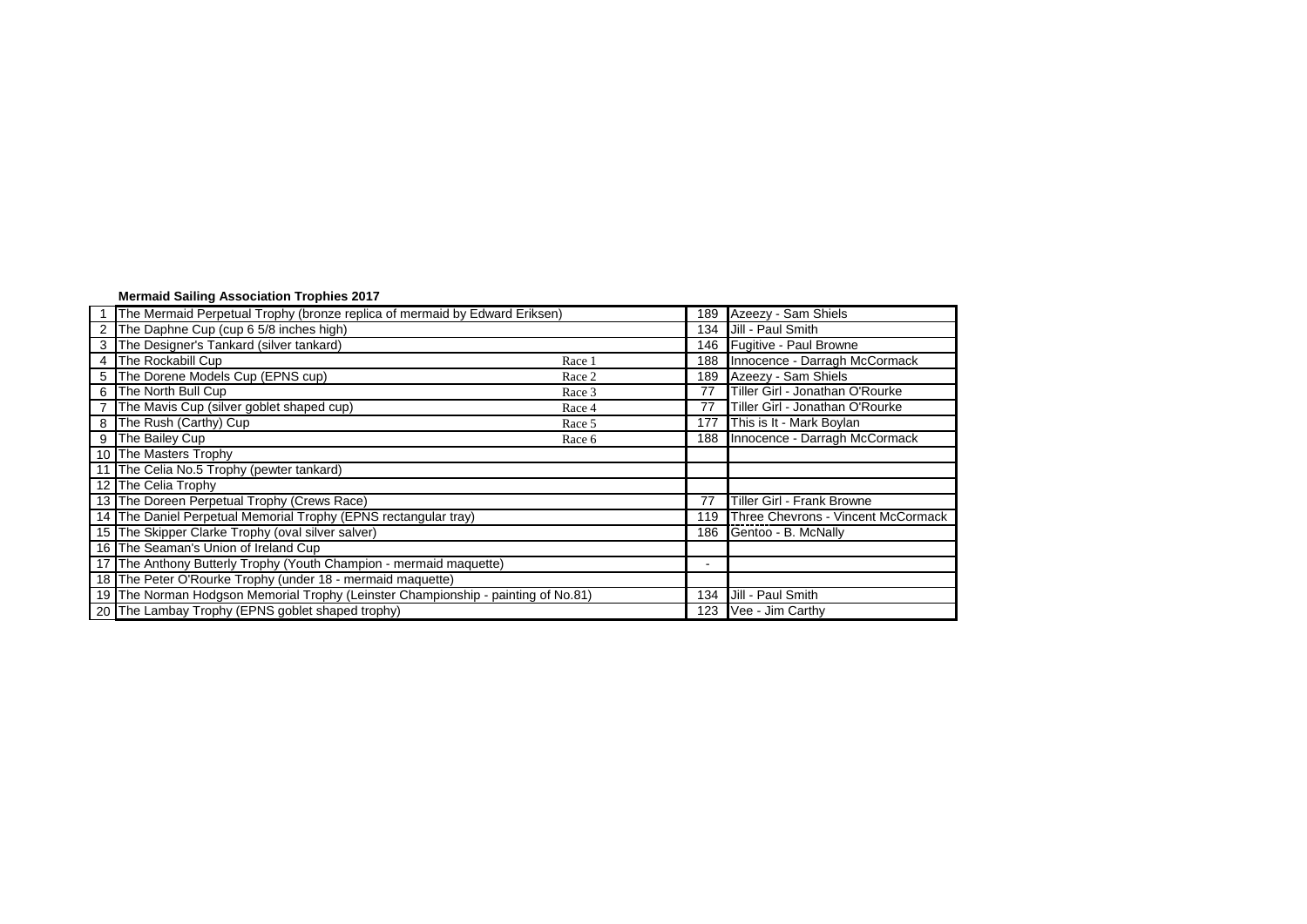**Mermaid Sailing Association Trophies 2017**

| | | | | |
|---|---|---|---|---|
| 1 | The Mermaid Perpetual Trophy (bronze replica of mermaid by Edward Eriksen) | | 189 | Azeezy - Sam Shiels |
| 2 | The Daphne Cup (cup 6 5/8 inches high) | | 134 | Jill - Paul Smith |
| 3 | The Designer's Tankard (silver tankard) | | 146 | Fugitive - Paul Browne |
| 4 | The Rockabill Cup | Race 1 | 188 | Innocence - Darragh McCormack |
| 5 | The Dorene Models Cup (EPNS cup) | Race 2 | 189 | Azeezy - Sam Shiels |
| 6 | The North Bull Cup | Race 3 | 77 | Tiller Girl - Jonathan O'Rourke |
| 7 | The Mavis Cup (silver goblet shaped cup) | Race 4 | 77 | Tiller Girl - Jonathan O'Rourke |
| 8 | The Rush (Carthy) Cup | Race 5 | 177 | This is It - Mark Boylan |
| 9 | The Bailey Cup | Race 6 | 188 | Innocence - Darragh McCormack |
| 10 | The Masters Trophy | | | |
| 11 | The Celia No.5 Trophy (pewter tankard) | | | |
| 12 | The Celia Trophy | | | |
| 13 | The Doreen Perpetual Trophy (Crews Race) | | 77 | Tiller Girl - Frank Browne |
| 14 | The Daniel Perpetual Memorial Trophy (EPNS rectangular tray) | | 119 | Three Chevrons - Vincent McCormack |
| 15 | The Skipper Clarke Trophy (oval silver salver) | | 186 | Gentoo - B. McNally |
| 16 | The Seaman's Union of Ireland Cup | | | |
| 17 | The Anthony Butterly Trophy (Youth Champion - mermaid maquette) | | - | |
| 18 | The Peter O'Rourke Trophy (under 18 - mermaid maquette) | | | |
| 19 | The Norman Hodgson Memorial Trophy (Leinster Championship - painting of No.81) | | 134 | Jill - Paul Smith |
| 20 | The Lambay Trophy (EPNS goblet shaped trophy) | | 123 | Vee - Jim Carthy |